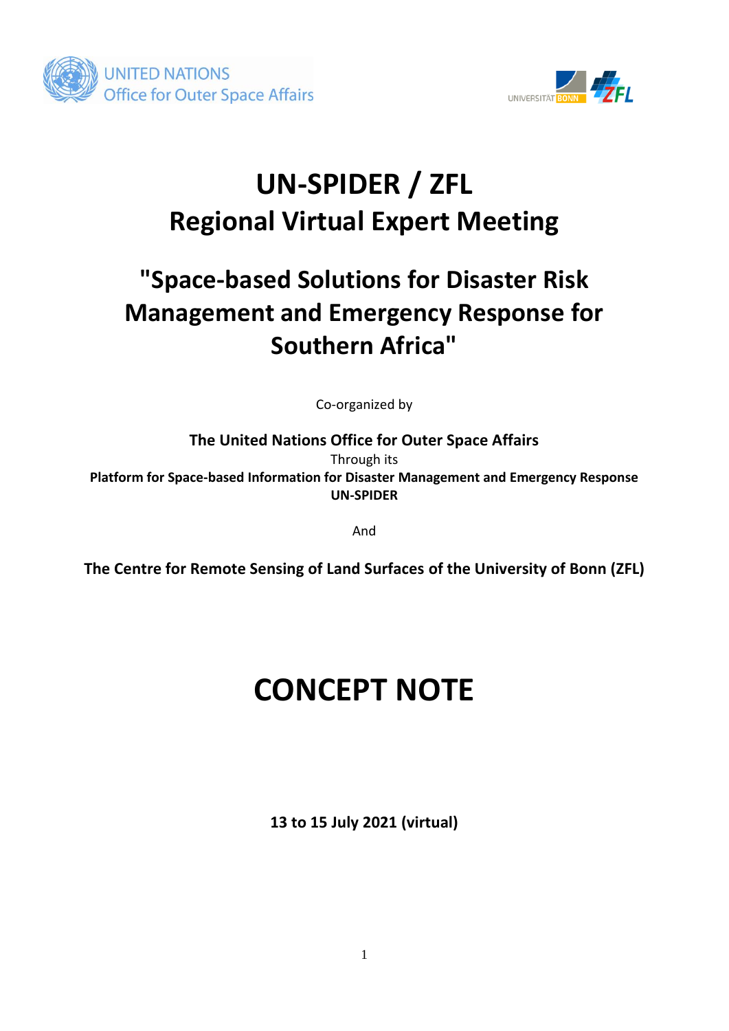UNITED NATIONS
Office for Outer Space Affairs

UNIVERSITÄT BONN ZFL

# UN-SPIDER / ZFL
# Regional Virtual Expert Meeting

## "Space-based Solutions for Disaster Risk Management and Emergency Response for Southern Africa"

Co-organized by

**The United Nations Office for Outer Space Affairs**
Through its
**Platform for Space-based Information for Disaster Management and Emergency Response**
**UN-SPIDER**

And

**The Centre for Remote Sensing of Land Surfaces of the University of Bonn (ZFL)**

# CONCEPT NOTE

**13 to 15 July 2021 (virtual)**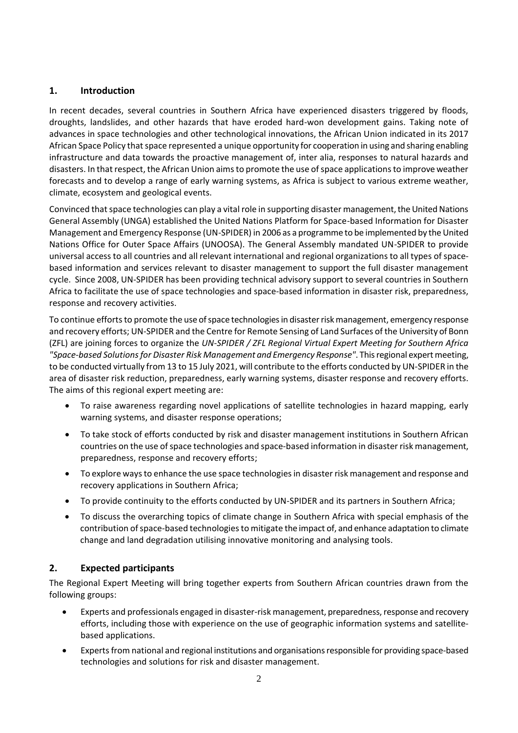## 1. Introduction

In recent decades, several countries in Southern Africa have experienced disasters triggered by floods, droughts, landslides, and other hazards that have eroded hard-won development gains. Taking note of advances in space technologies and other technological innovations, the African Union indicated in its 2017 African Space Policy that space represented a unique opportunity for cooperation in using and sharing enabling infrastructure and data towards the proactive management of, inter alia, responses to natural hazards and disasters. In that respect, the African Union aims to promote the use of space applications to improve weather forecasts and to develop a range of early warning systems, as Africa is subject to various extreme weather, climate, ecosystem and geological events.

Convinced that space technologies can play a vital role in supporting disaster management, the United Nations General Assembly (UNGA) established the United Nations Platform for Space-based Information for Disaster Management and Emergency Response (UN-SPIDER) in 2006 as a programme to be implemented by the United Nations Office for Outer Space Affairs (UNOOSA). The General Assembly mandated UN-SPIDER to provide universal access to all countries and all relevant international and regional organizations to all types of space-based information and services relevant to disaster management to support the full disaster management cycle. Since 2008, UN-SPIDER has been providing technical advisory support to several countries in Southern Africa to facilitate the use of space technologies and space-based information in disaster risk, preparedness, response and recovery activities.

To continue efforts to promote the use of space technologies in disaster risk management, emergency response and recovery efforts; UN-SPIDER and the Centre for Remote Sensing of Land Surfaces of the University of Bonn (ZFL) are joining forces to organize the *UN-SPIDER / ZFL Regional Virtual Expert Meeting for Southern Africa "Space-based Solutions for Disaster Risk Management and Emergency Response"*. This regional expert meeting, to be conducted virtually from 13 to 15 July 2021, will contribute to the efforts conducted by UN-SPIDER in the area of disaster risk reduction, preparedness, early warning systems, disaster response and recovery efforts. The aims of this regional expert meeting are:

- To raise awareness regarding novel applications of satellite technologies in hazard mapping, early warning systems, and disaster response operations;
- To take stock of efforts conducted by risk and disaster management institutions in Southern African countries on the use of space technologies and space-based information in disaster risk management, preparedness, response and recovery efforts;
- To explore ways to enhance the use space technologies in disaster risk management and response and recovery applications in Southern Africa;
- To provide continuity to the efforts conducted by UN-SPIDER and its partners in Southern Africa;
- To discuss the overarching topics of climate change in Southern Africa with special emphasis of the contribution of space-based technologies to mitigate the impact of, and enhance adaptation to climate change and land degradation utilising innovative monitoring and analysing tools.

## 2. Expected participants

The Regional Expert Meeting will bring together experts from Southern African countries drawn from the following groups:

- Experts and professionals engaged in disaster-risk management, preparedness, response and recovery efforts, including those with experience on the use of geographic information systems and satellite-based applications.
- Experts from national and regional institutions and organisations responsible for providing space-based technologies and solutions for risk and disaster management.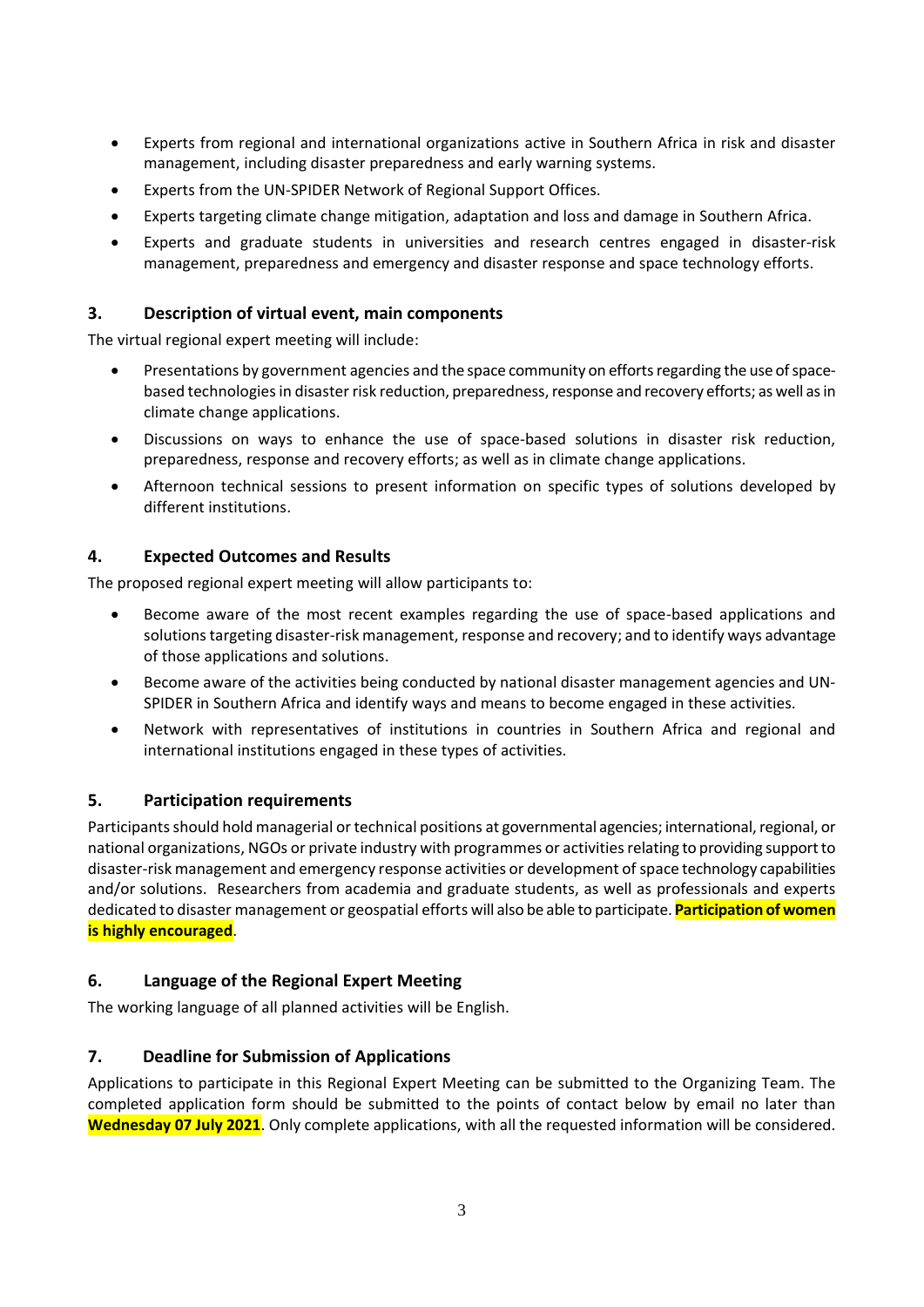- Experts from regional and international organizations active in Southern Africa in risk and disaster management, including disaster preparedness and early warning systems.
- Experts from the UN-SPIDER Network of Regional Support Offices.
- Experts targeting climate change mitigation, adaptation and loss and damage in Southern Africa.
- Experts and graduate students in universities and research centres engaged in disaster-risk management, preparedness and emergency and disaster response and space technology efforts.

## 3. Description of virtual event, main components

The virtual regional expert meeting will include:

- Presentations by government agencies and the space community on efforts regarding the use of space-based technologies in disaster risk reduction, preparedness, response and recovery efforts; as well as in climate change applications.
- Discussions on ways to enhance the use of space-based solutions in disaster risk reduction, preparedness, response and recovery efforts; as well as in climate change applications.
- Afternoon technical sessions to present information on specific types of solutions developed by different institutions.

## 4. Expected Outcomes and Results

The proposed regional expert meeting will allow participants to:

- Become aware of the most recent examples regarding the use of space-based applications and solutions targeting disaster-risk management, response and recovery; and to identify ways advantage of those applications and solutions.
- Become aware of the activities being conducted by national disaster management agencies and UN-SPIDER in Southern Africa and identify ways and means to become engaged in these activities.
- Network with representatives of institutions in countries in Southern Africa and regional and international institutions engaged in these types of activities.

## 5. Participation requirements

Participants should hold managerial or technical positions at governmental agencies; international, regional, or national organizations, NGOs or private industry with programmes or activities relating to providing support to disaster-risk management and emergency response activities or development of space technology capabilities and/or solutions. Researchers from academia and graduate students, as well as professionals and experts dedicated to disaster management or geospatial efforts will also be able to participate. **Participation of women is highly encouraged**.

## 6. Language of the Regional Expert Meeting

The working language of all planned activities will be English.

## 7. Deadline for Submission of Applications

Applications to participate in this Regional Expert Meeting can be submitted to the Organizing Team. The completed application form should be submitted to the points of contact below by email no later than **Wednesday 07 July 2021**. Only complete applications, with all the requested information will be considered.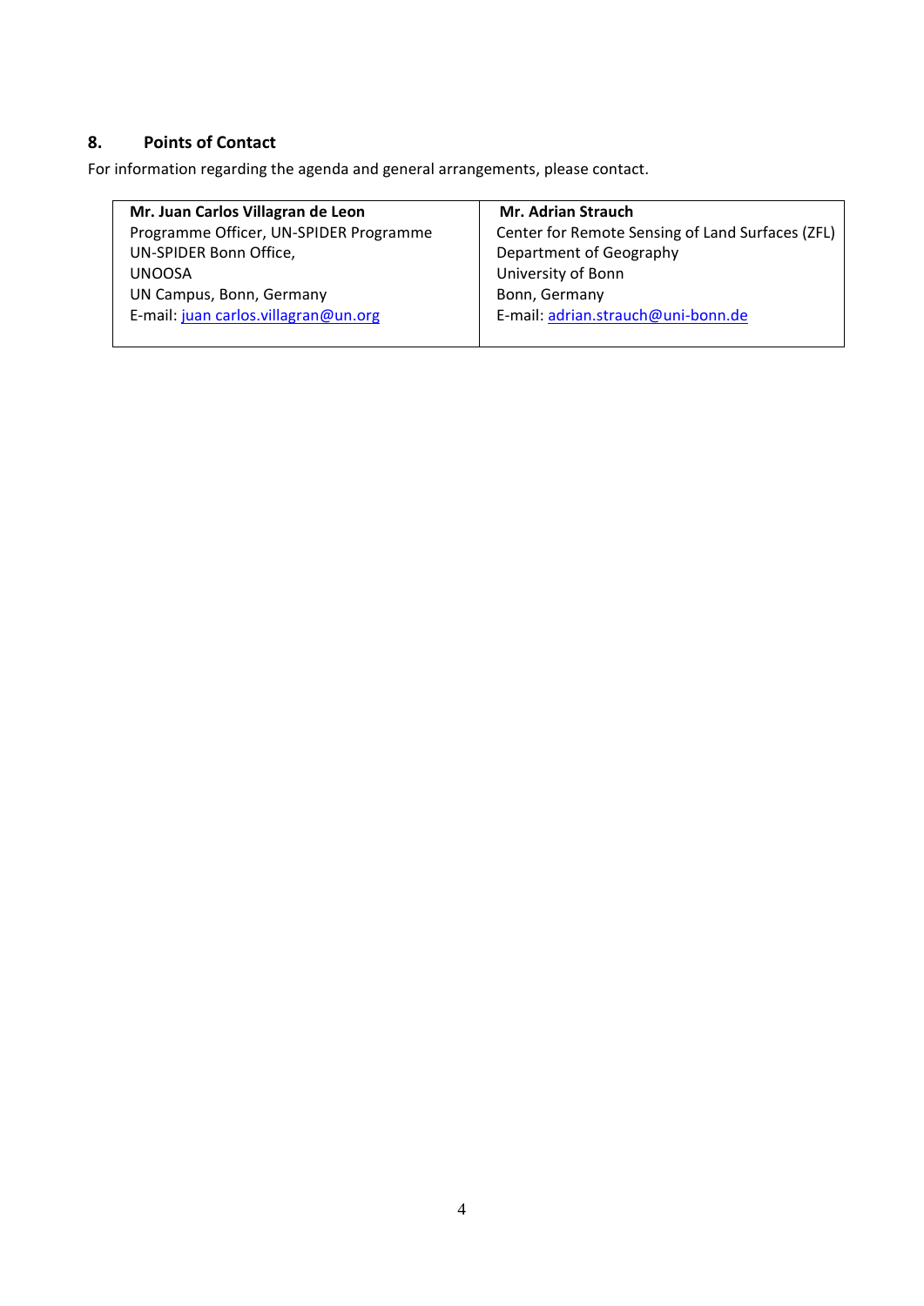## 8. Points of Contact

For information regarding the agenda and general arrangements, please contact.

| | |
|---|---|
| **Mr. Juan Carlos Villagran de Leon**<br>Programme Officer, UN-SPIDER Programme<br>UN-SPIDER Bonn Office,<br>UNOOSA<br>UN Campus, Bonn, Germany<br>E-mail: juan carlos.villagran@un.org | **Mr. Adrian Strauch**<br>Center for Remote Sensing of Land Surfaces (ZFL)<br>Department of Geography<br>University of Bonn<br>Bonn, Germany<br>E-mail: adrian.strauch@uni-bonn.de |